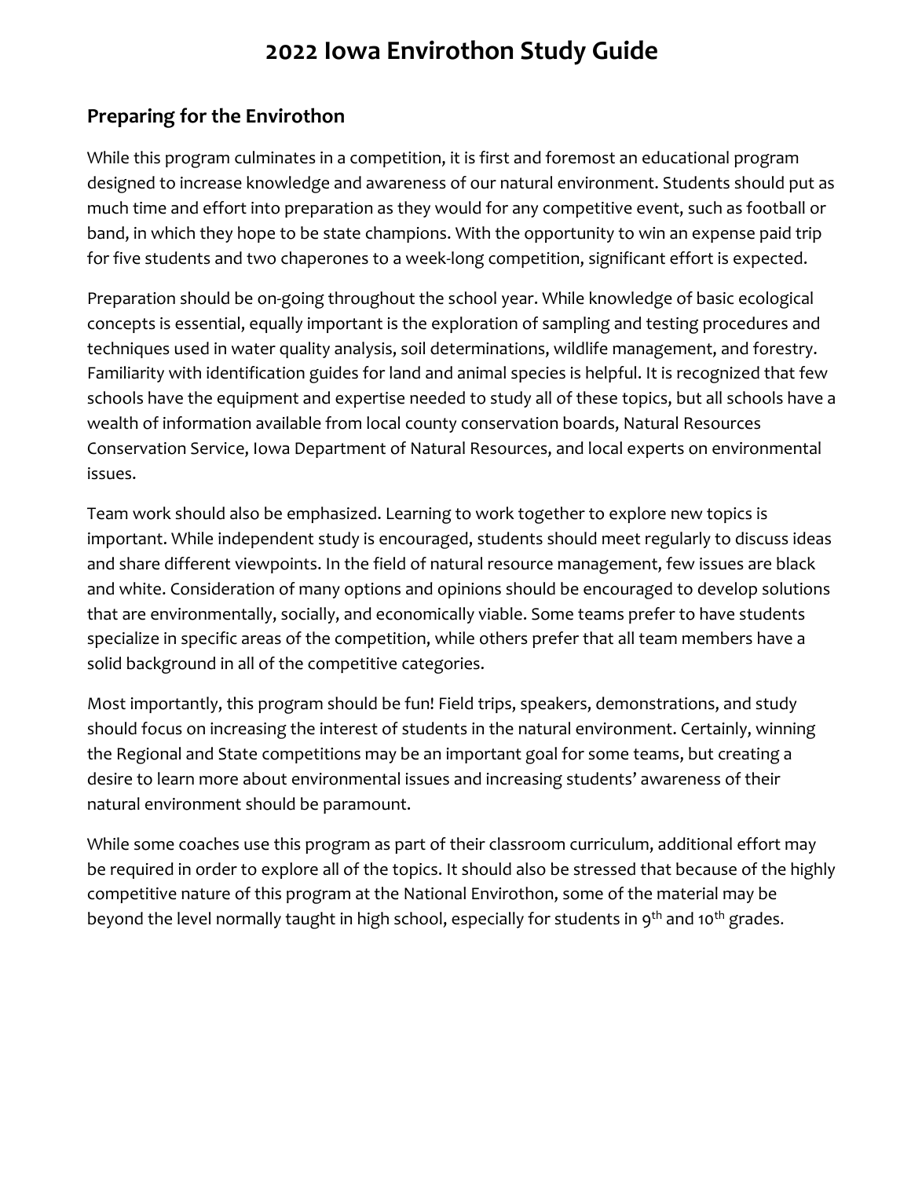# 2022 Iowa Envirothon Study Guide

## Preparing for the Envirothon

While this program culminates in a competition, it is first and foremost an educational program designed to increase knowledge and awareness of our natural environment. Students should put as much time and effort into preparation as they would for any competitive event, such as football or band, in which they hope to be state champions. With the opportunity to win an expense paid trip for five students and two chaperones to a week-long competition, significant effort is expected.

Preparation should be on-going throughout the school year. While knowledge of basic ecological concepts is essential, equally important is the exploration of sampling and testing procedures and techniques used in water quality analysis, soil determinations, wildlife management, and forestry. Familiarity with identification guides for land and animal species is helpful. It is recognized that few schools have the equipment and expertise needed to study all of these topics, but all schools have a wealth of information available from local county conservation boards, Natural Resources Conservation Service, Iowa Department of Natural Resources, and local experts on environmental issues.

Team work should also be emphasized. Learning to work together to explore new topics is important. While independent study is encouraged, students should meet regularly to discuss ideas and share different viewpoints. In the field of natural resource management, few issues are black and white. Consideration of many options and opinions should be encouraged to develop solutions that are environmentally, socially, and economically viable. Some teams prefer to have students specialize in specific areas of the competition, while others prefer that all team members have a solid background in all of the competitive categories.

Most importantly, this program should be fun! Field trips, speakers, demonstrations, and study should focus on increasing the interest of students in the natural environment. Certainly, winning the Regional and State competitions may be an important goal for some teams, but creating a desire to learn more about environmental issues and increasing students' awareness of their natural environment should be paramount.

While some coaches use this program as part of their classroom curriculum, additional effort may be required in order to explore all of the topics. It should also be stressed that because of the highly competitive nature of this program at the National Envirothon, some of the material may be beyond the level normally taught in high school, especially for students in 9th and 10th grades.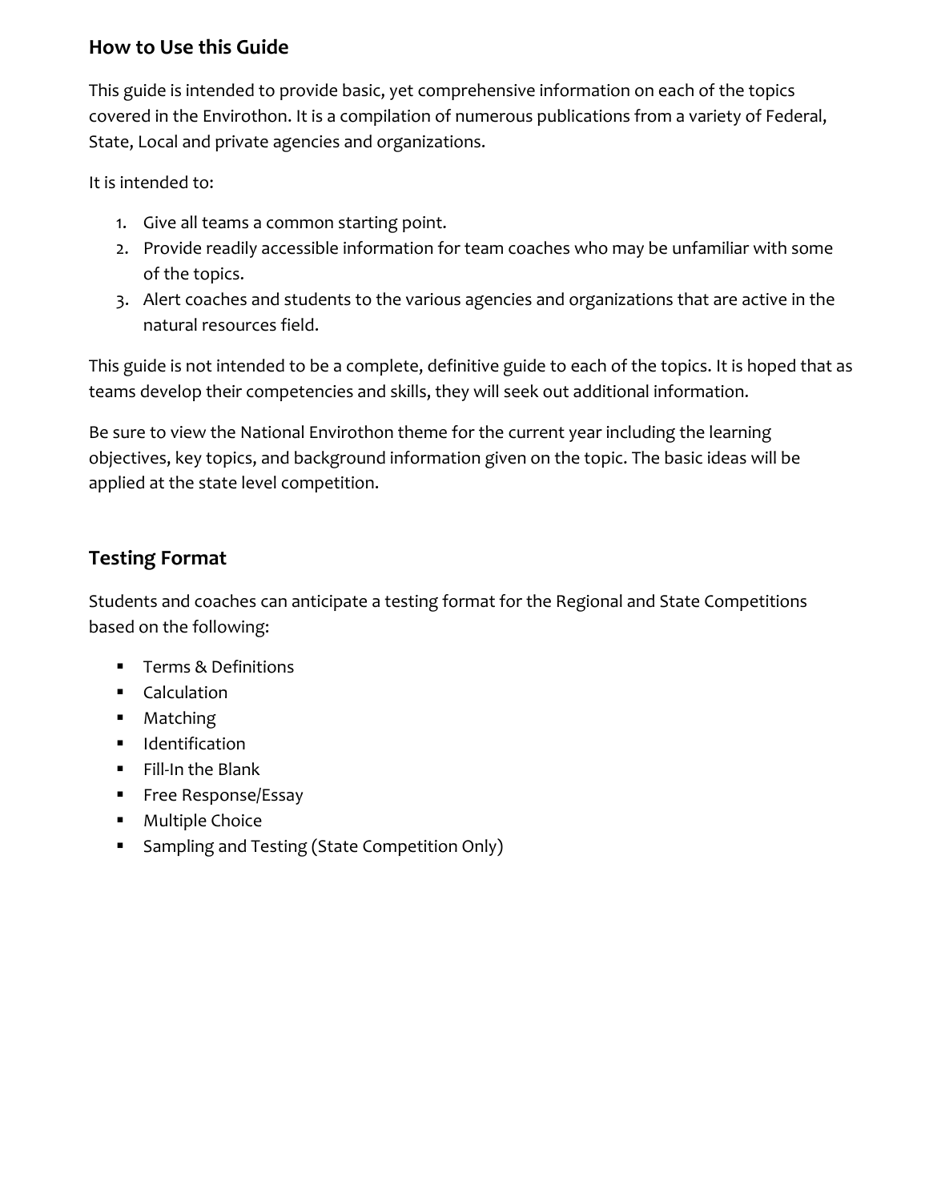## How to Use this Guide

This guide is intended to provide basic, yet comprehensive information on each of the topics covered in the Envirothon. It is a compilation of numerous publications from a variety of Federal, State, Local and private agencies and organizations.

It is intended to:

1. Give all teams a common starting point.
2. Provide readily accessible information for team coaches who may be unfamiliar with some of the topics.
3. Alert coaches and students to the various agencies and organizations that are active in the natural resources field.

This guide is not intended to be a complete, definitive guide to each of the topics. It is hoped that as teams develop their competencies and skills, they will seek out additional information.

Be sure to view the National Envirothon theme for the current year including the learning objectives, key topics, and background information given on the topic. The basic ideas will be applied at the state level competition.

## Testing Format

Students and coaches can anticipate a testing format for the Regional and State Competitions based on the following:

- Terms & Definitions
- Calculation
- Matching
- Identification
- Fill-In the Blank
- Free Response/Essay
- Multiple Choice
- Sampling and Testing (State Competition Only)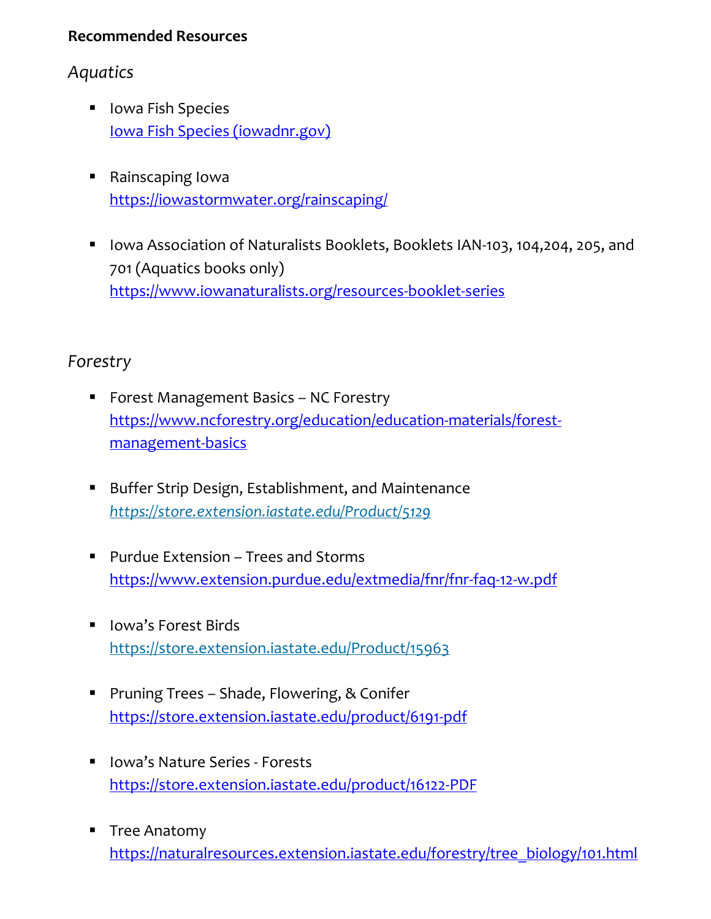**Recommended Resources**

*Aquatics*

- Iowa Fish Species
  Iowa Fish Species (iowadnr.gov)

- Rainscaping Iowa
  https://iowastormwater.org/rainscaping/

- Iowa Association of Naturalists Booklets, Booklets IAN-103, 104,204, 205, and 701 (Aquatics books only)
  https://www.iowanaturalists.org/resources-booklet-series

*Forestry*

- Forest Management Basics – NC Forestry
  https://www.ncforestry.org/education/education-materials/forest-management-basics

- Buffer Strip Design, Establishment, and Maintenance
  *https://store.extension.iastate.edu/Product/5129*

- Purdue Extension – Trees and Storms
  https://www.extension.purdue.edu/extmedia/fnr/fnr-faq-12-w.pdf

- Iowa's Forest Birds
  https://store.extension.iastate.edu/Product/15963

- Pruning Trees – Shade, Flowering, & Conifer
  https://store.extension.iastate.edu/product/6191-pdf

- Iowa's Nature Series - Forests
  https://store.extension.iastate.edu/product/16122-PDF

- Tree Anatomy
  https://naturalresources.extension.iastate.edu/forestry/tree_biology/101.html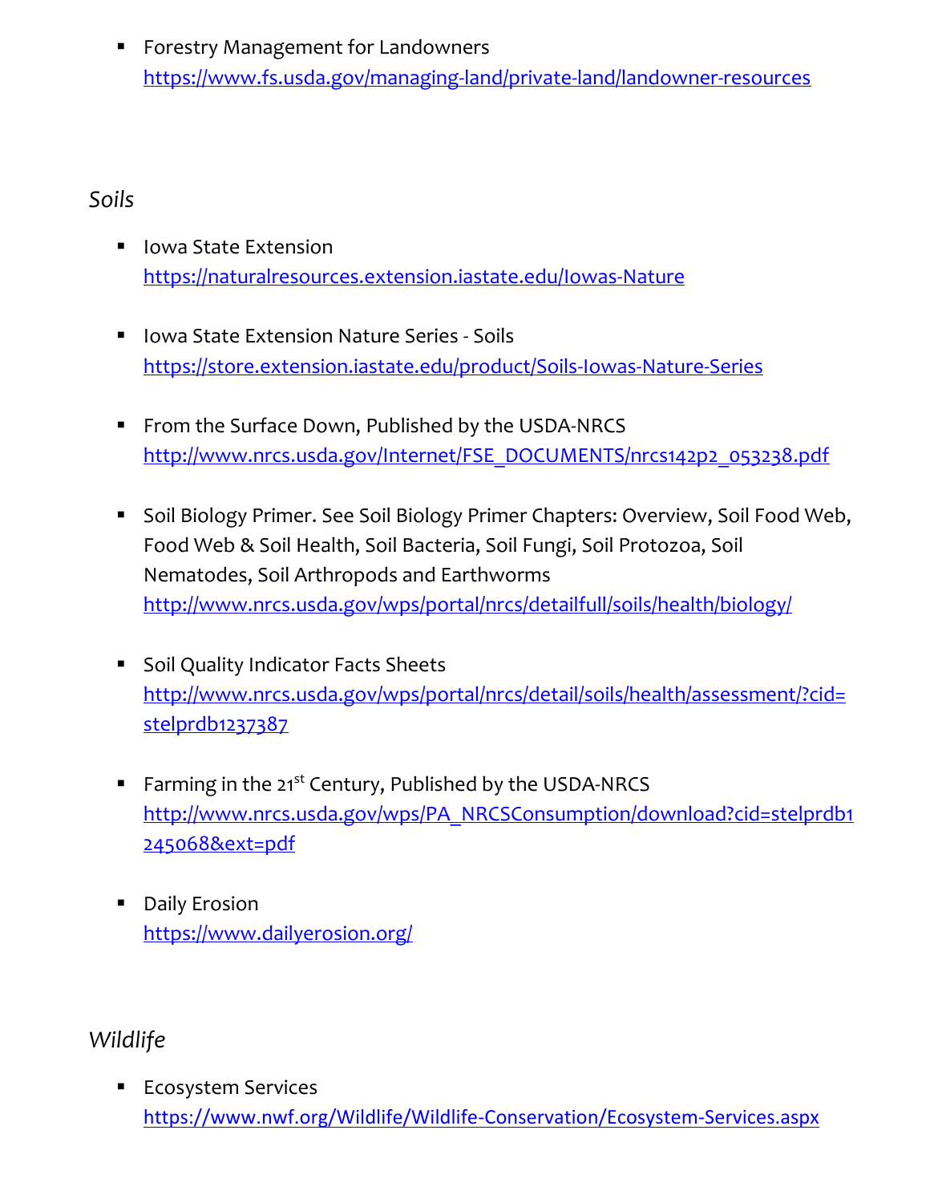- Forestry Management for Landowners
https://www.fs.usda.gov/managing-land/private-land/landowner-resources

*Soils*

- Iowa State Extension
https://naturalresources.extension.iastate.edu/Iowas-Nature

- Iowa State Extension Nature Series - Soils
https://store.extension.iastate.edu/product/Soils-Iowas-Nature-Series

- From the Surface Down, Published by the USDA-NRCS
http://www.nrcs.usda.gov/Internet/FSE_DOCUMENTS/nrcs142p2_053238.pdf

- Soil Biology Primer. See Soil Biology Primer Chapters: Overview, Soil Food Web, Food Web & Soil Health, Soil Bacteria, Soil Fungi, Soil Protozoa, Soil Nematodes, Soil Arthropods and Earthworms
http://www.nrcs.usda.gov/wps/portal/nrcs/detailfull/soils/health/biology/

- Soil Quality Indicator Facts Sheets
http://www.nrcs.usda.gov/wps/portal/nrcs/detail/soils/health/assessment/?cid=stelprdb1237387

- Farming in the 21st Century, Published by the USDA-NRCS
http://www.nrcs.usda.gov/wps/PA_NRCSConsumption/download?cid=stelprdb1245068&ext=pdf

- Daily Erosion
https://www.dailyerosion.org/

*Wildlife*

- Ecosystem Services
https://www.nwf.org/Wildlife/Wildlife-Conservation/Ecosystem-Services.aspx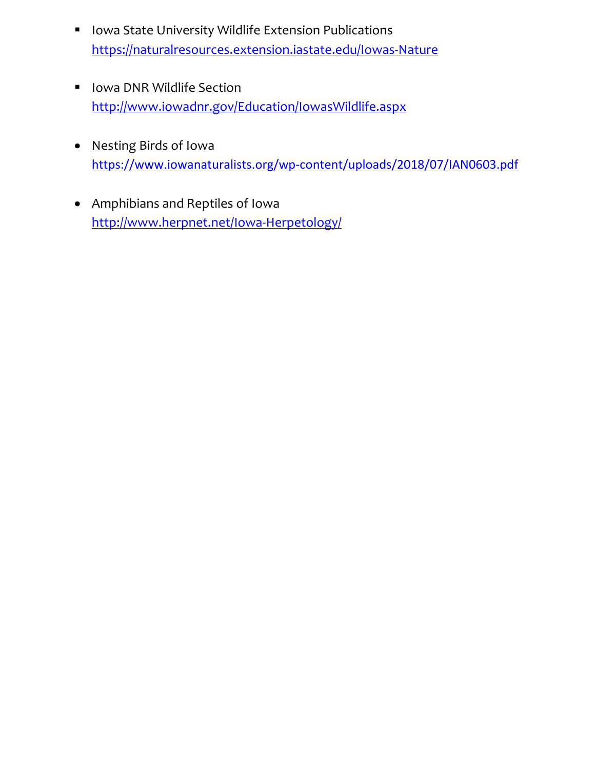- Iowa State University Wildlife Extension Publications
  https://naturalresources.extension.iastate.edu/Iowas-Nature

- Iowa DNR Wildlife Section
  http://www.iowadnr.gov/Education/IowasWildlife.aspx

- Nesting Birds of Iowa
  https://www.iowanaturalists.org/wp-content/uploads/2018/07/IAN0603.pdf

- Amphibians and Reptiles of Iowa
  http://www.herpnet.net/Iowa-Herpetology/